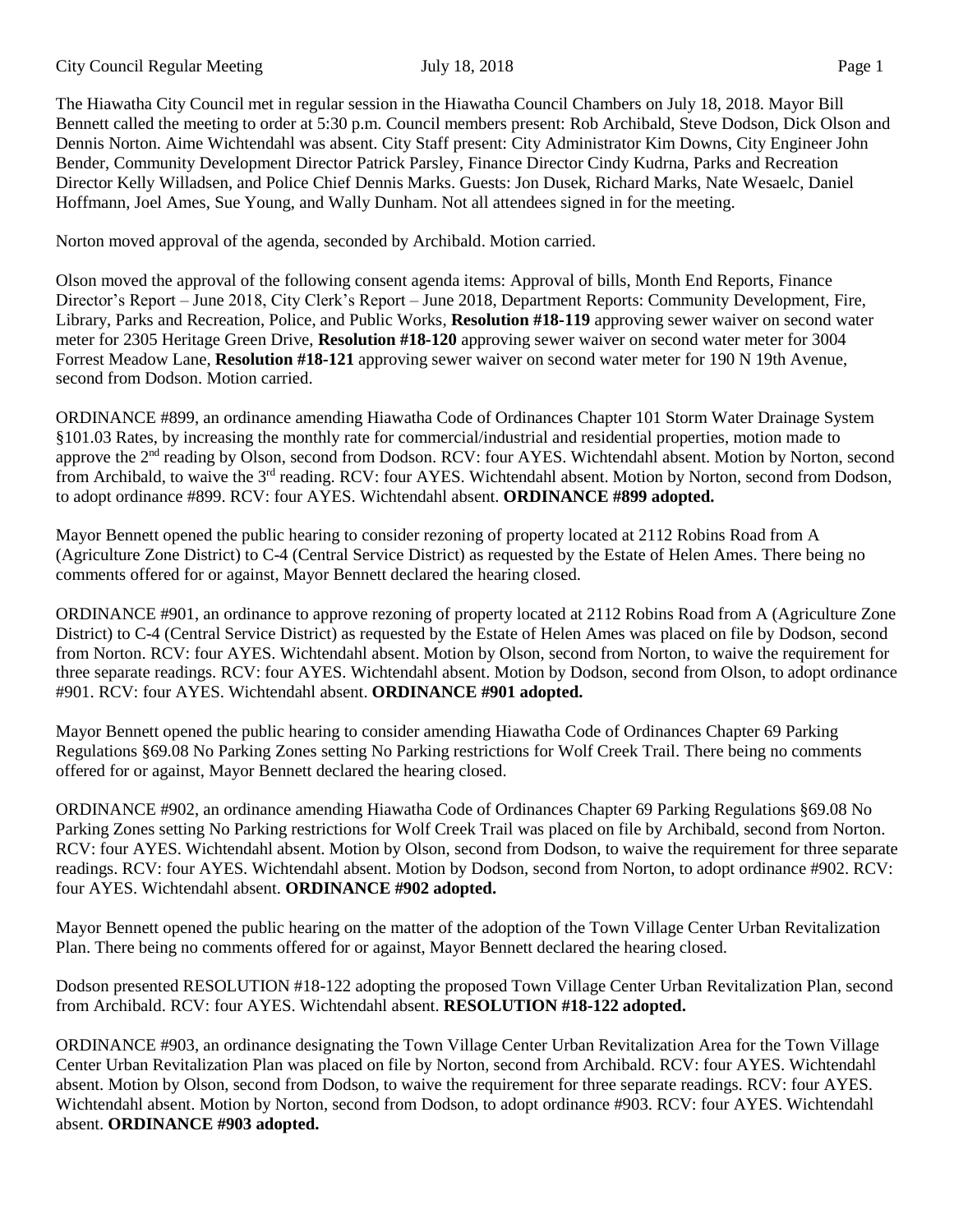The Hiawatha City Council met in regular session in the Hiawatha Council Chambers on July 18, 2018. Mayor Bill Bennett called the meeting to order at 5:30 p.m. Council members present: Rob Archibald, Steve Dodson, Dick Olson and Dennis Norton. Aime Wichtendahl was absent. City Staff present: City Administrator Kim Downs, City Engineer John Bender, Community Development Director Patrick Parsley, Finance Director Cindy Kudrna, Parks and Recreation Director Kelly Willadsen, and Police Chief Dennis Marks. Guests: Jon Dusek, Richard Marks, Nate Wesaelc, Daniel Hoffmann, Joel Ames, Sue Young, and Wally Dunham. Not all attendees signed in for the meeting.

Norton moved approval of the agenda, seconded by Archibald. Motion carried.

Olson moved the approval of the following consent agenda items: Approval of bills, Month End Reports, Finance Director's Report – June 2018, City Clerk's Report – June 2018, Department Reports: Community Development, Fire, Library, Parks and Recreation, Police, and Public Works, **Resolution #18-119** approving sewer waiver on second water meter for 2305 Heritage Green Drive, **Resolution #18-120** approving sewer waiver on second water meter for 3004 Forrest Meadow Lane, **Resolution #18-121** approving sewer waiver on second water meter for 190 N 19th Avenue, second from Dodson. Motion carried.

ORDINANCE #899, an ordinance amending Hiawatha Code of Ordinances Chapter 101 Storm Water Drainage System §101.03 Rates, by increasing the monthly rate for commercial/industrial and residential properties, motion made to approve the 2nd reading by Olson, second from Dodson. RCV: four AYES. Wichtendahl absent. Motion by Norton, second from Archibald, to waive the 3rd reading. RCV: four AYES. Wichtendahl absent. Motion by Norton, second from Dodson, to adopt ordinance #899. RCV: four AYES. Wichtendahl absent. **ORDINANCE #899 adopted.**

Mayor Bennett opened the public hearing to consider rezoning of property located at 2112 Robins Road from A (Agriculture Zone District) to C-4 (Central Service District) as requested by the Estate of Helen Ames. There being no comments offered for or against, Mayor Bennett declared the hearing closed.

ORDINANCE #901, an ordinance to approve rezoning of property located at 2112 Robins Road from A (Agriculture Zone District) to C-4 (Central Service District) as requested by the Estate of Helen Ames was placed on file by Dodson, second from Norton. RCV: four AYES. Wichtendahl absent. Motion by Olson, second from Norton, to waive the requirement for three separate readings. RCV: four AYES. Wichtendahl absent. Motion by Dodson, second from Olson, to adopt ordinance #901. RCV: four AYES. Wichtendahl absent. **ORDINANCE #901 adopted.**

Mayor Bennett opened the public hearing to consider amending Hiawatha Code of Ordinances Chapter 69 Parking Regulations §69.08 No Parking Zones setting No Parking restrictions for Wolf Creek Trail. There being no comments offered for or against, Mayor Bennett declared the hearing closed.

ORDINANCE #902, an ordinance amending Hiawatha Code of Ordinances Chapter 69 Parking Regulations §69.08 No Parking Zones setting No Parking restrictions for Wolf Creek Trail was placed on file by Archibald, second from Norton. RCV: four AYES. Wichtendahl absent. Motion by Olson, second from Dodson, to waive the requirement for three separate readings. RCV: four AYES. Wichtendahl absent. Motion by Dodson, second from Norton, to adopt ordinance #902. RCV: four AYES. Wichtendahl absent. **ORDINANCE #902 adopted.**

Mayor Bennett opened the public hearing on the matter of the adoption of the Town Village Center Urban Revitalization Plan. There being no comments offered for or against, Mayor Bennett declared the hearing closed.

Dodson presented RESOLUTION #18-122 adopting the proposed Town Village Center Urban Revitalization Plan, second from Archibald. RCV: four AYES. Wichtendahl absent. **RESOLUTION #18-122 adopted.**

ORDINANCE #903, an ordinance designating the Town Village Center Urban Revitalization Area for the Town Village Center Urban Revitalization Plan was placed on file by Norton, second from Archibald. RCV: four AYES. Wichtendahl absent. Motion by Olson, second from Dodson, to waive the requirement for three separate readings. RCV: four AYES. Wichtendahl absent. Motion by Norton, second from Dodson, to adopt ordinance #903. RCV: four AYES. Wichtendahl absent. **ORDINANCE #903 adopted.**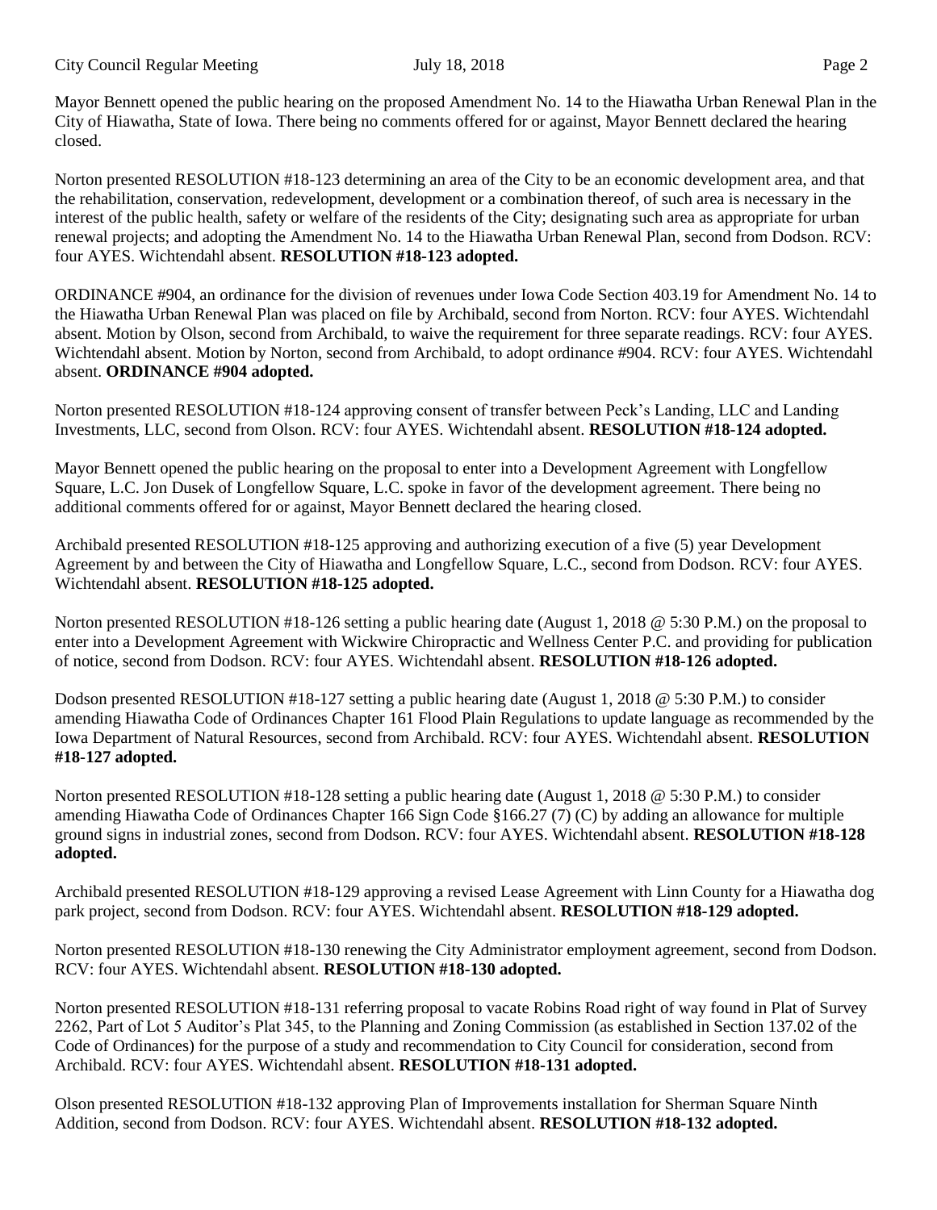Mayor Bennett opened the public hearing on the proposed Amendment No. 14 to the Hiawatha Urban Renewal Plan in the City of Hiawatha, State of Iowa. There being no comments offered for or against, Mayor Bennett declared the hearing closed.

Norton presented RESOLUTION #18-123 determining an area of the City to be an economic development area, and that the rehabilitation, conservation, redevelopment, development or a combination thereof, of such area is necessary in the interest of the public health, safety or welfare of the residents of the City; designating such area as appropriate for urban renewal projects; and adopting the Amendment No. 14 to the Hiawatha Urban Renewal Plan, second from Dodson. RCV: four AYES. Wichtendahl absent. **RESOLUTION #18-123 adopted.**

ORDINANCE #904, an ordinance for the division of revenues under Iowa Code Section 403.19 for Amendment No. 14 to the Hiawatha Urban Renewal Plan was placed on file by Archibald, second from Norton. RCV: four AYES. Wichtendahl absent. Motion by Olson, second from Archibald, to waive the requirement for three separate readings. RCV: four AYES. Wichtendahl absent. Motion by Norton, second from Archibald, to adopt ordinance #904. RCV: four AYES. Wichtendahl absent. **ORDINANCE #904 adopted.**

Norton presented RESOLUTION #18-124 approving consent of transfer between Peck's Landing, LLC and Landing Investments, LLC, second from Olson. RCV: four AYES. Wichtendahl absent. **RESOLUTION #18-124 adopted.**

Mayor Bennett opened the public hearing on the proposal to enter into a Development Agreement with Longfellow Square, L.C. Jon Dusek of Longfellow Square, L.C. spoke in favor of the development agreement. There being no additional comments offered for or against, Mayor Bennett declared the hearing closed.

Archibald presented RESOLUTION #18-125 approving and authorizing execution of a five (5) year Development Agreement by and between the City of Hiawatha and Longfellow Square, L.C., second from Dodson. RCV: four AYES. Wichtendahl absent. **RESOLUTION #18-125 adopted.**

Norton presented RESOLUTION #18-126 setting a public hearing date (August 1, 2018 @ 5:30 P.M.) on the proposal to enter into a Development Agreement with Wickwire Chiropractic and Wellness Center P.C. and providing for publication of notice, second from Dodson. RCV: four AYES. Wichtendahl absent. **RESOLUTION #18-126 adopted.**

Dodson presented RESOLUTION #18-127 setting a public hearing date (August 1, 2018 @ 5:30 P.M.) to consider amending Hiawatha Code of Ordinances Chapter 161 Flood Plain Regulations to update language as recommended by the Iowa Department of Natural Resources, second from Archibald. RCV: four AYES. Wichtendahl absent. **RESOLUTION #18-127 adopted.**

Norton presented RESOLUTION #18-128 setting a public hearing date (August 1, 2018 @ 5:30 P.M.) to consider amending Hiawatha Code of Ordinances Chapter 166 Sign Code §166.27 (7) (C) by adding an allowance for multiple ground signs in industrial zones, second from Dodson. RCV: four AYES. Wichtendahl absent. **RESOLUTION #18-128 adopted.**

Archibald presented RESOLUTION #18-129 approving a revised Lease Agreement with Linn County for a Hiawatha dog park project, second from Dodson. RCV: four AYES. Wichtendahl absent. **RESOLUTION #18-129 adopted.**

Norton presented RESOLUTION #18-130 renewing the City Administrator employment agreement, second from Dodson. RCV: four AYES. Wichtendahl absent. **RESOLUTION #18-130 adopted.**

Norton presented RESOLUTION #18-131 referring proposal to vacate Robins Road right of way found in Plat of Survey 2262, Part of Lot 5 Auditor's Plat 345, to the Planning and Zoning Commission (as established in Section 137.02 of the Code of Ordinances) for the purpose of a study and recommendation to City Council for consideration, second from Archibald. RCV: four AYES. Wichtendahl absent. **RESOLUTION #18-131 adopted.**

Olson presented RESOLUTION #18-132 approving Plan of Improvements installation for Sherman Square Ninth Addition, second from Dodson. RCV: four AYES. Wichtendahl absent. **RESOLUTION #18-132 adopted.**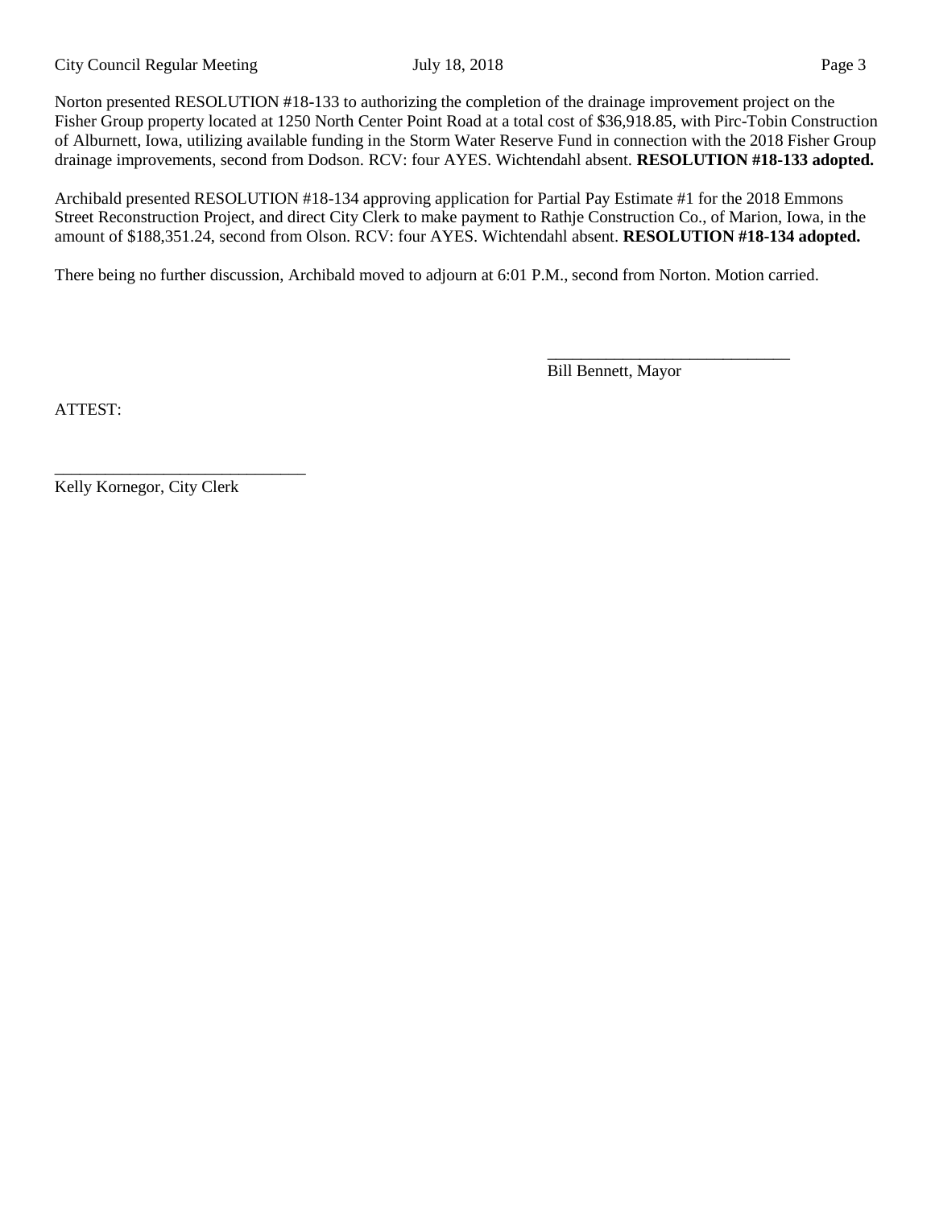Norton presented RESOLUTION #18-133 to authorizing the completion of the drainage improvement project on the Fisher Group property located at 1250 North Center Point Road at a total cost of $36,918.85, with Pirc-Tobin Construction of Alburnett, Iowa, utilizing available funding in the Storm Water Reserve Fund in connection with the 2018 Fisher Group drainage improvements, second from Dodson. RCV: four AYES. Wichtendahl absent. **RESOLUTION #18-133 adopted.**

Archibald presented RESOLUTION #18-134 approving application for Partial Pay Estimate #1 for the 2018 Emmons Street Reconstruction Project, and direct City Clerk to make payment to Rathje Construction Co., of Marion, Iowa, in the amount of $188,351.24, second from Olson. RCV: four AYES. Wichtendahl absent. **RESOLUTION #18-134 adopted.**

There being no further discussion, Archibald moved to adjourn at 6:01 P.M., second from Norton. Motion carried.

\_\_\_\_\_\_\_\_\_\_\_\_\_\_\_\_\_\_\_\_\_\_\_\_\_\_\_\_\_\_
Bill Bennett, Mayor

ATTEST:

\_\_\_\_\_\_\_\_\_\_\_\_\_\_\_\_\_\_\_\_\_\_\_\_\_\_\_\_\_\_
Kelly Kornegor, City Clerk